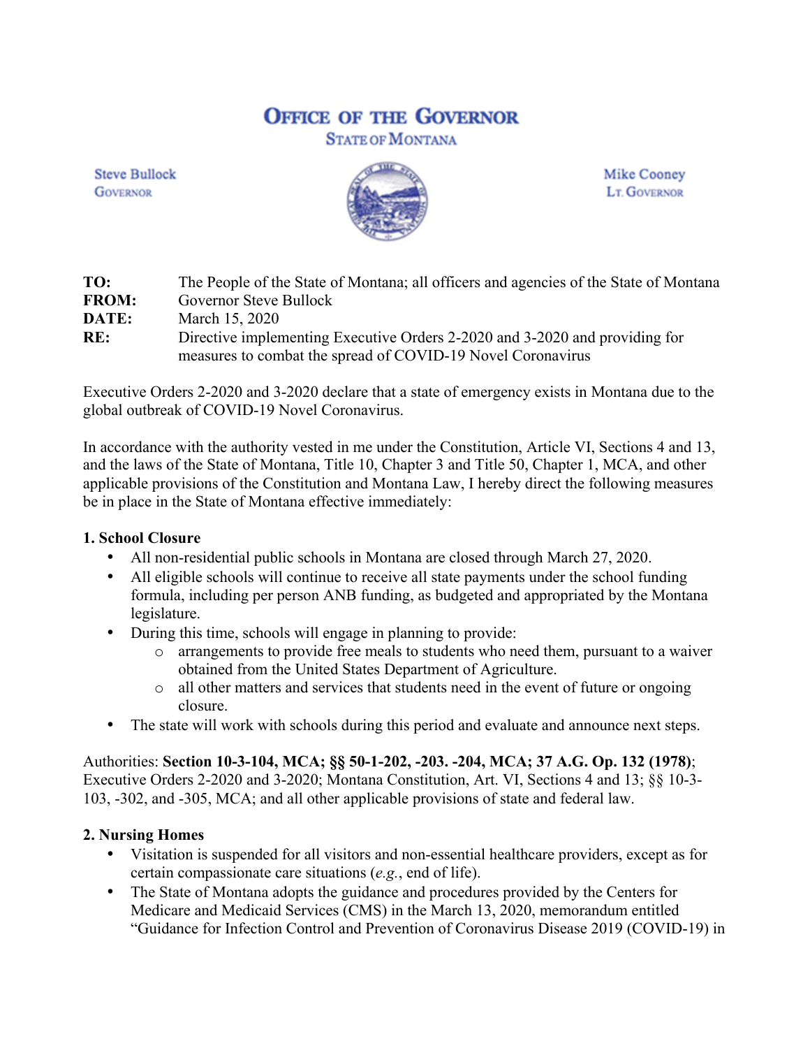# OFFICE OF THE GOVERNOR

## STATE OF MONTANA

Steve Bullock
GOVERNOR

Mike Cooney
LT. GOVERNOR

**TO:** The People of the State of Montana; all officers and agencies of the State of Montana
**FROM:** Governor Steve Bullock
**DATE:** March 15, 2020
**RE:** Directive implementing Executive Orders 2-2020 and 3-2020 and providing for measures to combat the spread of COVID-19 Novel Coronavirus

Executive Orders 2-2020 and 3-2020 declare that a state of emergency exists in Montana due to the global outbreak of COVID-19 Novel Coronavirus.

In accordance with the authority vested in me under the Constitution, Article VI, Sections 4 and 13, and the laws of the State of Montana, Title 10, Chapter 3 and Title 50, Chapter 1, MCA, and other applicable provisions of the Constitution and Montana Law, I hereby direct the following measures be in place in the State of Montana effective immediately:

**1. School Closure**

- All non-residential public schools in Montana are closed through March 27, 2020.
- All eligible schools will continue to receive all state payments under the school funding formula, including per person ANB funding, as budgeted and appropriated by the Montana legislature.
- During this time, schools will engage in planning to provide:
  - arrangements to provide free meals to students who need them, pursuant to a waiver obtained from the United States Department of Agriculture.
  - all other matters and services that students need in the event of future or ongoing closure.
- The state will work with schools during this period and evaluate and announce next steps.

Authorities: **Section 10-3-104, MCA; §§ 50-1-202, -203. -204, MCA; 37 A.G. Op. 132 (1978)**; Executive Orders 2-2020 and 3-2020; Montana Constitution, Art. VI, Sections 4 and 13; §§ 10-3-103, -302, and -305, MCA; and all other applicable provisions of state and federal law.

**2. Nursing Homes**

- Visitation is suspended for all visitors and non-essential healthcare providers, except as for certain compassionate care situations (*e.g.*, end of life).
- The State of Montana adopts the guidance and procedures provided by the Centers for Medicare and Medicaid Services (CMS) in the March 13, 2020, memorandum entitled "Guidance for Infection Control and Prevention of Coronavirus Disease 2019 (COVID-19) in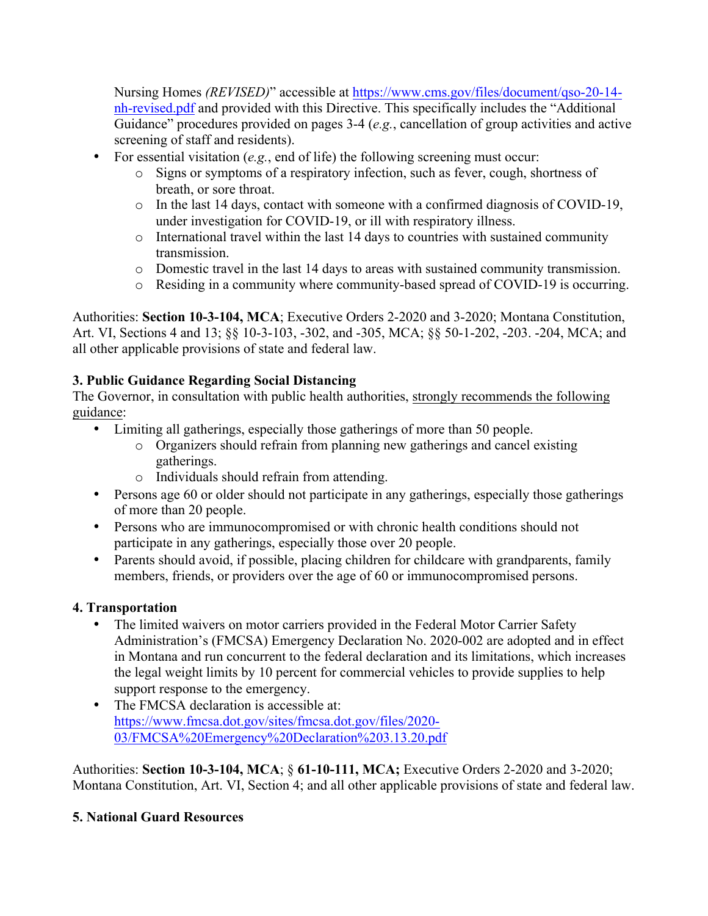Nursing Homes *(REVISED)*" accessible at [https://www.cms.gov/files/document/qso-20-14-nh-revised.pdf](https://www.cms.gov/files/document/qso-20-14-nh-revised.pdf) and provided with this Directive. This specifically includes the "Additional Guidance" procedures provided on pages 3-4 (*e.g.*, cancellation of group activities and active screening of staff and residents).

- For essential visitation (*e.g.*, end of life) the following screening must occur:
  - Signs or symptoms of a respiratory infection, such as fever, cough, shortness of breath, or sore throat.
  - In the last 14 days, contact with someone with a confirmed diagnosis of COVID-19, under investigation for COVID-19, or ill with respiratory illness.
  - International travel within the last 14 days to countries with sustained community transmission.
  - Domestic travel in the last 14 days to areas with sustained community transmission.
  - Residing in a community where community-based spread of COVID-19 is occurring.

Authorities: **Section 10-3-104, MCA**; Executive Orders 2-2020 and 3-2020; Montana Constitution, Art. VI, Sections 4 and 13; §§ 10-3-103, -302, and -305, MCA; §§ 50-1-202, -203. -204, MCA; and all other applicable provisions of state and federal law.

**3. Public Guidance Regarding Social Distancing**

The Governor, in consultation with public health authorities, <u>strongly recommends the following guidance</u>:

- Limiting all gatherings, especially those gatherings of more than 50 people.
  - Organizers should refrain from planning new gatherings and cancel existing gatherings.
  - Individuals should refrain from attending.
- Persons age 60 or older should not participate in any gatherings, especially those gatherings of more than 20 people.
- Persons who are immunocompromised or with chronic health conditions should not participate in any gatherings, especially those over 20 people.
- Parents should avoid, if possible, placing children for childcare with grandparents, family members, friends, or providers over the age of 60 or immunocompromised persons.

**4. Transportation**

- The limited waivers on motor carriers provided in the Federal Motor Carrier Safety Administration's (FMCSA) Emergency Declaration No. 2020-002 are adopted and in effect in Montana and run concurrent to the federal declaration and its limitations, which increases the legal weight limits by 10 percent for commercial vehicles to provide supplies to help support response to the emergency.
- The FMCSA declaration is accessible at: [https://www.fmcsa.dot.gov/sites/fmcsa.dot.gov/files/2020-03/FMCSA%20Emergency%20Declaration%203.13.20.pdf](https://www.fmcsa.dot.gov/sites/fmcsa.dot.gov/files/2020-03/FMCSA%20Emergency%20Declaration%203.13.20.pdf)

Authorities: **Section 10-3-104, MCA**; § **61-10-111, MCA;** Executive Orders 2-2020 and 3-2020; Montana Constitution, Art. VI, Section 4; and all other applicable provisions of state and federal law.

**5. National Guard Resources**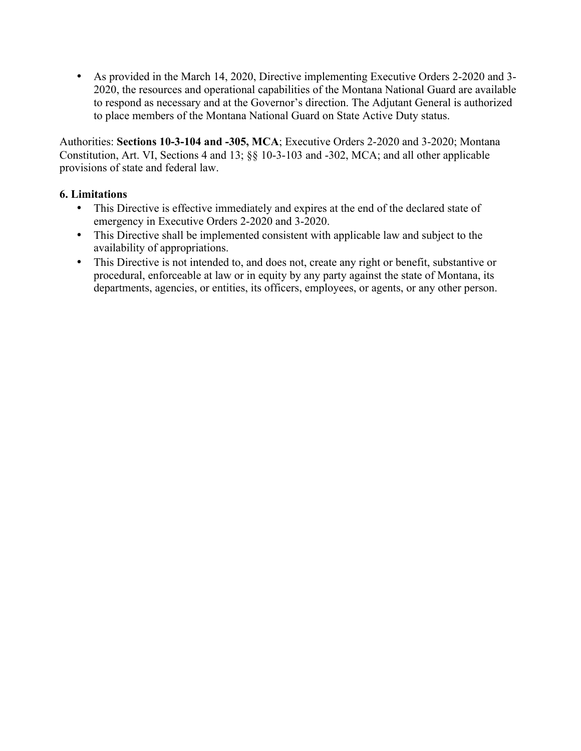- As provided in the March 14, 2020, Directive implementing Executive Orders 2-2020 and 3-2020, the resources and operational capabilities of the Montana National Guard are available to respond as necessary and at the Governor's direction. The Adjutant General is authorized to place members of the Montana National Guard on State Active Duty status.

Authorities: **Sections 10-3-104 and -305, MCA**; Executive Orders 2-2020 and 3-2020; Montana Constitution, Art. VI, Sections 4 and 13; §§ 10-3-103 and -302, MCA; and all other applicable provisions of state and federal law.

**6. Limitations**

- This Directive is effective immediately and expires at the end of the declared state of emergency in Executive Orders 2-2020 and 3-2020.
- This Directive shall be implemented consistent with applicable law and subject to the availability of appropriations.
- This Directive is not intended to, and does not, create any right or benefit, substantive or procedural, enforceable at law or in equity by any party against the state of Montana, its departments, agencies, or entities, its officers, employees, or agents, or any other person.